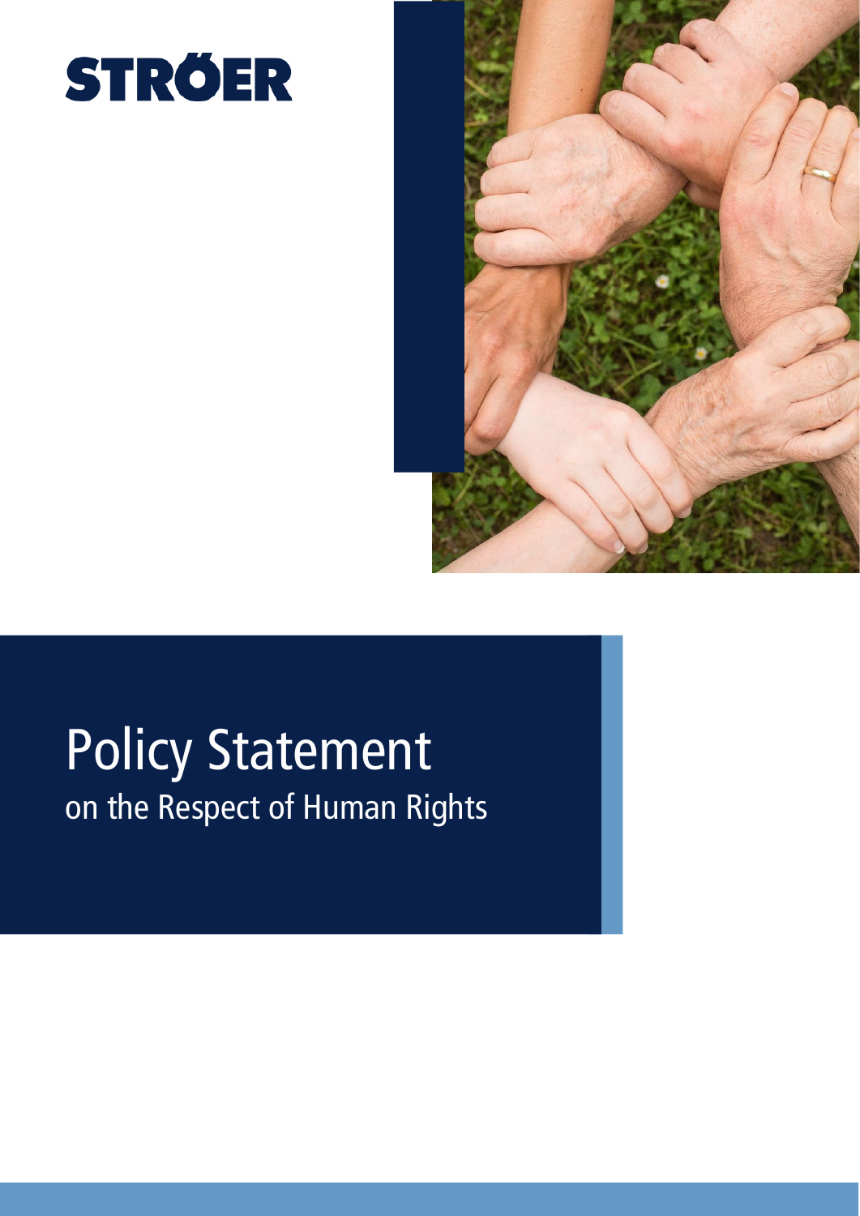STRÖER

# Policy Statement

## on the Respect of Human Rights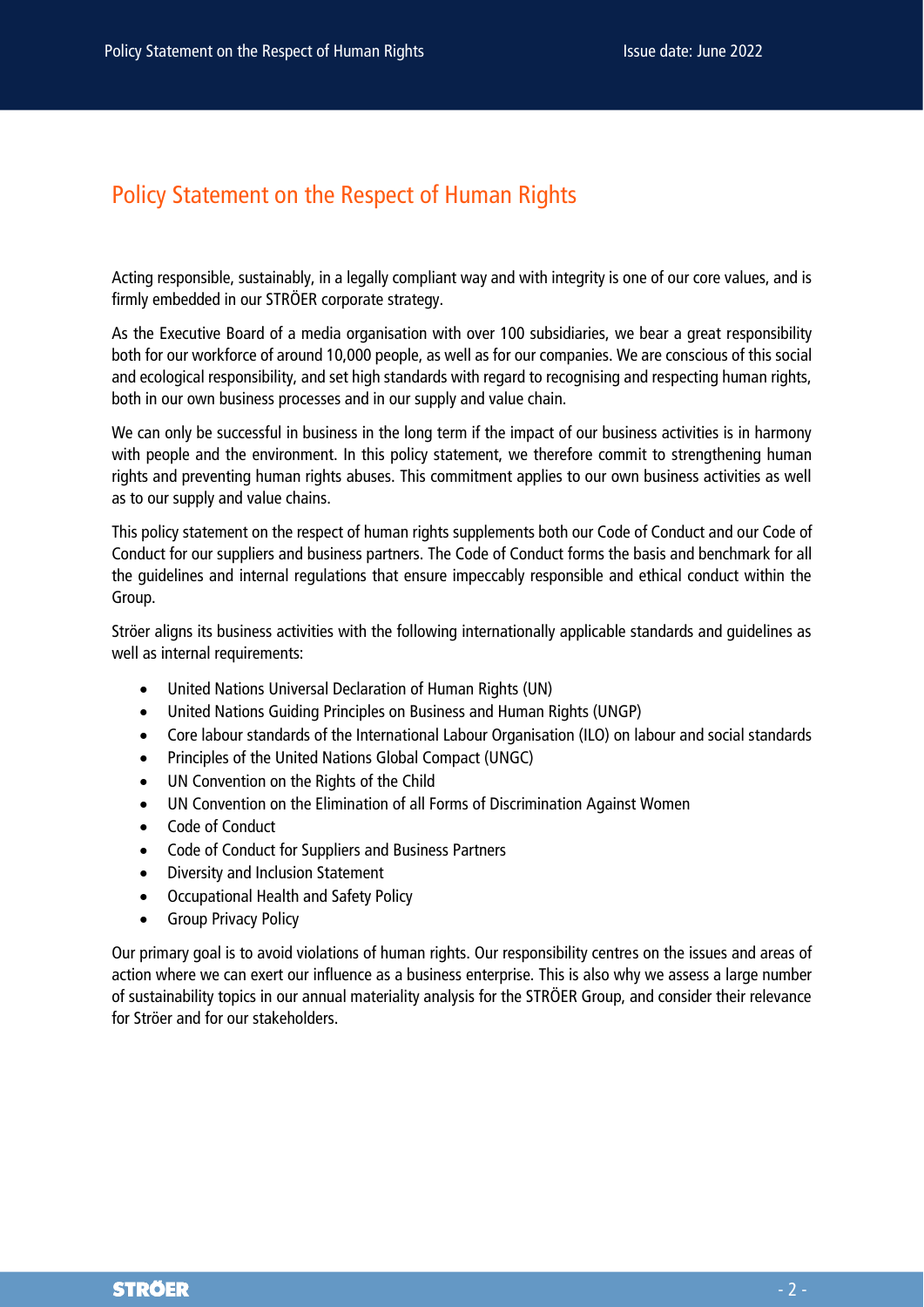# Policy Statement on the Respect of Human Rights

Acting responsible, sustainably, in a legally compliant way and with integrity is one of our core values, and is firmly embedded in our STRÖER corporate strategy.

As the Executive Board of a media organisation with over 100 subsidiaries, we bear a great responsibility both for our workforce of around 10,000 people, as well as for our companies. We are conscious of this social and ecological responsibility, and set high standards with regard to recognising and respecting human rights, both in our own business processes and in our supply and value chain.

We can only be successful in business in the long term if the impact of our business activities is in harmony with people and the environment. In this policy statement, we therefore commit to strengthening human rights and preventing human rights abuses. This commitment applies to our own business activities as well as to our supply and value chains.

This policy statement on the respect of human rights supplements both our Code of Conduct and our Code of Conduct for our suppliers and business partners. The Code of Conduct forms the basis and benchmark for all the guidelines and internal regulations that ensure impeccably responsible and ethical conduct within the Group.

Ströer aligns its business activities with the following internationally applicable standards and guidelines as well as internal requirements:

- United Nations Universal Declaration of Human Rights (UN)
- United Nations Guiding Principles on Business and Human Rights (UNGP)
- Core labour standards of the International Labour Organisation (ILO) on labour and social standards
- Principles of the United Nations Global Compact (UNGC)
- UN Convention on the Rights of the Child
- UN Convention on the Elimination of all Forms of Discrimination Against Women
- Code of Conduct
- Code of Conduct for Suppliers and Business Partners
- Diversity and Inclusion Statement
- Occupational Health and Safety Policy
- Group Privacy Policy

Our primary goal is to avoid violations of human rights. Our responsibility centres on the issues and areas of action where we can exert our influence as a business enterprise. This is also why we assess a large number of sustainability topics in our annual materiality analysis for the STRÖER Group, and consider their relevance for Ströer and for our stakeholders.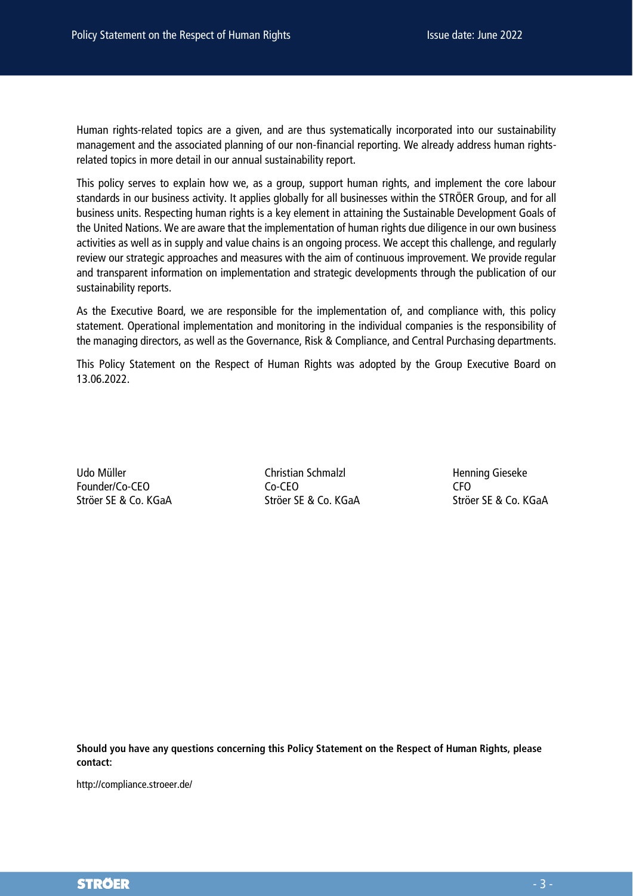Human rights-related topics are a given, and are thus systematically incorporated into our sustainability management and the associated planning of our non-financial reporting. We already address human rights-related topics in more detail in our annual sustainability report.

This policy serves to explain how we, as a group, support human rights, and implement the core labour standards in our business activity. It applies globally for all businesses within the STRÖER Group, and for all business units. Respecting human rights is a key element in attaining the Sustainable Development Goals of the United Nations. We are aware that the implementation of human rights due diligence in our own business activities as well as in supply and value chains is an ongoing process. We accept this challenge, and regularly review our strategic approaches and measures with the aim of continuous improvement. We provide regular and transparent information on implementation and strategic developments through the publication of our sustainability reports.

As the Executive Board, we are responsible for the implementation of, and compliance with, this policy statement. Operational implementation and monitoring in the individual companies is the responsibility of the managing directors, as well as the Governance, Risk & Compliance, and Central Purchasing departments.

This Policy Statement on the Respect of Human Rights was adopted by the Group Executive Board on 13.06.2022.

Udo Müller
Founder/Co-CEO
Ströer SE & Co. KGaA

Christian Schmalzl
Co-CEO
Ströer SE & Co. KGaA

Henning Gieseke
CFO
Ströer SE & Co. KGaA

**Should you have any questions concerning this Policy Statement on the Respect of Human Rights, please contact:**

http://compliance.stroeer.de/